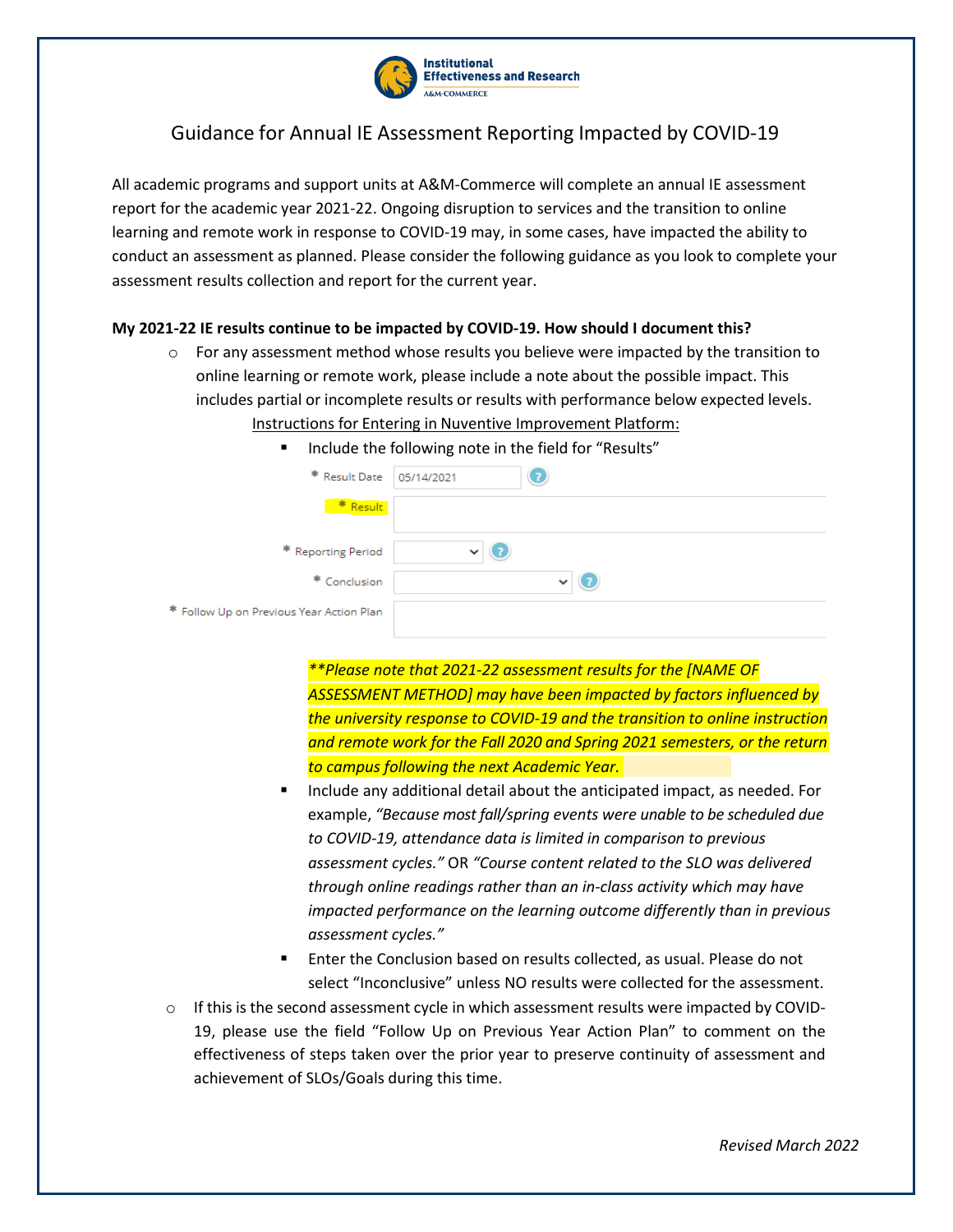Institutional Effectiveness and Research
A&M-COMMERCE

# Guidance for Annual IE Assessment Reporting Impacted by COVID-19

All academic programs and support units at A&M-Commerce will complete an annual IE assessment report for the academic year 2021-22. Ongoing disruption to services and the transition to online learning and remote work in response to COVID-19 may, in some cases, have impacted the ability to conduct an assessment as planned. Please consider the following guidance as you look to complete your assessment results collection and report for the current year.

**My 2021-22 IE results continue to be impacted by COVID-19. How should I document this?**

- For any assessment method whose results you believe were impacted by the transition to online learning or remote work, please include a note about the possible impact. This includes partial or incomplete results or results with performance below expected levels.

  Instructions for Entering in Nuventive Improvement Platform:

  - Include the following note in the field for "Results"

    * Result Date: 05/14/2021
    * Result
    * Reporting Period
    * Conclusion
    * Follow Up on Previous Year Action Plan

    ***\*\*Please note that 2021-22 assessment results for the [NAME OF ASSESSMENT METHOD] may have been impacted by factors influenced by the university response to COVID-19 and the transition to online instruction and remote work for the Fall 2020 and Spring 2021 semesters, or the return to campus following the next Academic Year.***

  - Include any additional detail about the anticipated impact, as needed. For example, *"Because most fall/spring events were unable to be scheduled due to COVID-19, attendance data is limited in comparison to previous assessment cycles."* OR *"Course content related to the SLO was delivered through online readings rather than an in-class activity which may have impacted performance on the learning outcome differently than in previous assessment cycles."*
  - Enter the Conclusion based on results collected, as usual. Please do not select "Inconclusive" unless NO results were collected for the assessment.

- If this is the second assessment cycle in which assessment results were impacted by COVID-19, please use the field "Follow Up on Previous Year Action Plan" to comment on the effectiveness of steps taken over the prior year to preserve continuity of assessment and achievement of SLOs/Goals during this time.

*Revised March 2022*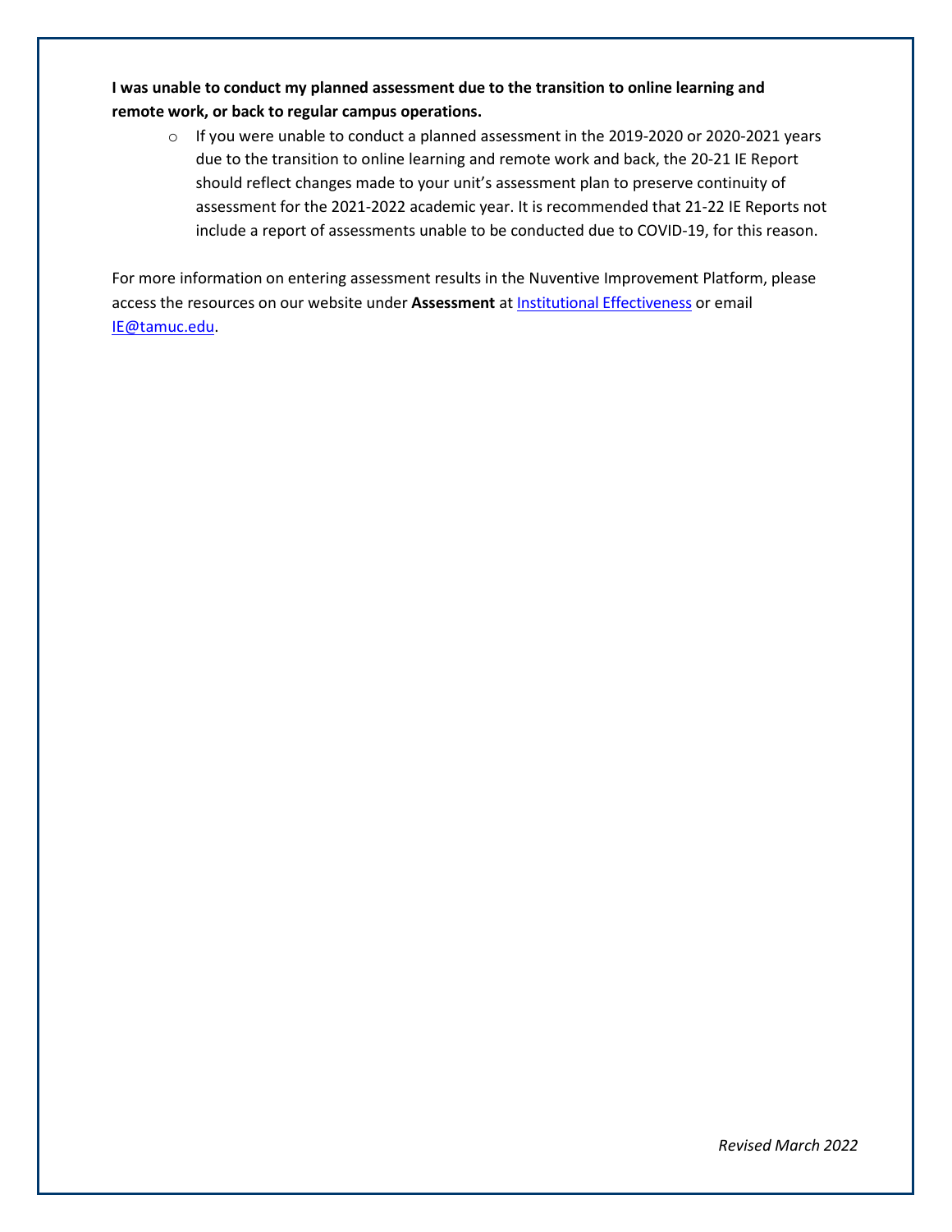**I was unable to conduct my planned assessment due to the transition to online learning and remote work, or back to regular campus operations.**

- If you were unable to conduct a planned assessment in the 2019-2020 or 2020-2021 years due to the transition to online learning and remote work and back, the 20-21 IE Report should reflect changes made to your unit's assessment plan to preserve continuity of assessment for the 2021-2022 academic year. It is recommended that 21-22 IE Reports not include a report of assessments unable to be conducted due to COVID-19, for this reason.

For more information on entering assessment results in the Nuventive Improvement Platform, please access the resources on our website under **Assessment** at [Institutional Effectiveness]() or email [IE@tamuc.edu](mailto:IE@tamuc.edu).

*Revised March 2022*